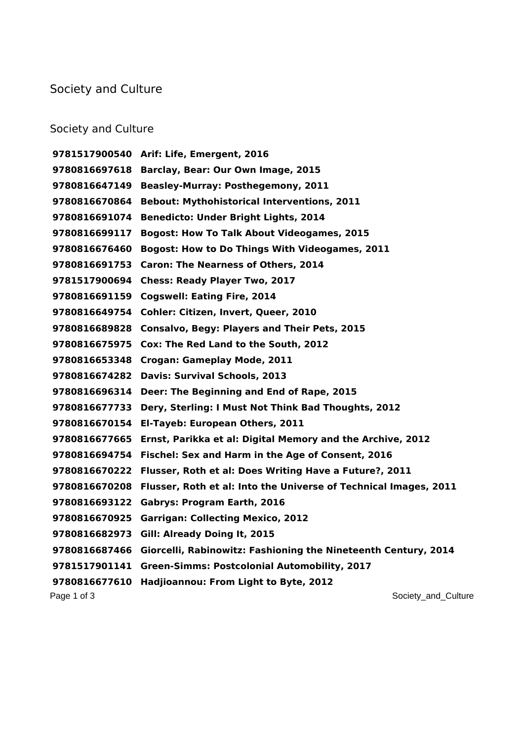# Society and Culture

## Society and Culture

**9781517900540 Arif: Life, Emergent, 2016**
**9780816697618 Barclay, Bear: Our Own Image, 2015**
**9780816647149 Beasley-Murray: Posthegemony, 2011**
**9780816670864 Bebout: Mythohistorical Interventions, 2011**
**9780816691074 Benedicto: Under Bright Lights, 2014**
**9780816699117 Bogost: How To Talk About Videogames, 2015**
**9780816676460 Bogost: How to Do Things With Videogames, 2011**
**9780816691753 Caron: The Nearness of Others, 2014**
**9781517900694 Chess: Ready Player Two, 2017**
**9780816691159 Cogswell: Eating Fire, 2014**
**9780816649754 Cohler: Citizen, Invert, Queer, 2010**
**9780816689828 Consalvo, Begy: Players and Their Pets, 2015**
**9780816675975 Cox: The Red Land to the South, 2012**
**9780816653348 Crogan: Gameplay Mode, 2011**
**9780816674282 Davis: Survival Schools, 2013**
**9780816696314 Deer: The Beginning and End of Rape, 2015**
**9780816677733 Dery, Sterling: I Must Not Think Bad Thoughts, 2012**
**9780816670154 El-Tayeb: European Others, 2011**
**9780816677665 Ernst, Parikka et al: Digital Memory and the Archive, 2012**
**9780816694754 Fischel: Sex and Harm in the Age of Consent, 2016**
**9780816670222 Flusser, Roth et al: Does Writing Have a Future?, 2011**
**9780816670208 Flusser, Roth et al: Into the Universe of Technical Images, 2011**
**9780816693122 Gabrys: Program Earth, 2016**
**9780816670925 Garrigan: Collecting Mexico, 2012**
**9780816682973 Gill: Already Doing It, 2015**
**9780816687466 Giorcelli, Rabinowitz: Fashioning the Nineteenth Century, 2014**
**9781517901141 Green-Simms: Postcolonial Automobility, 2017**
**9780816677610 Hadjioannou: From Light to Byte, 2012**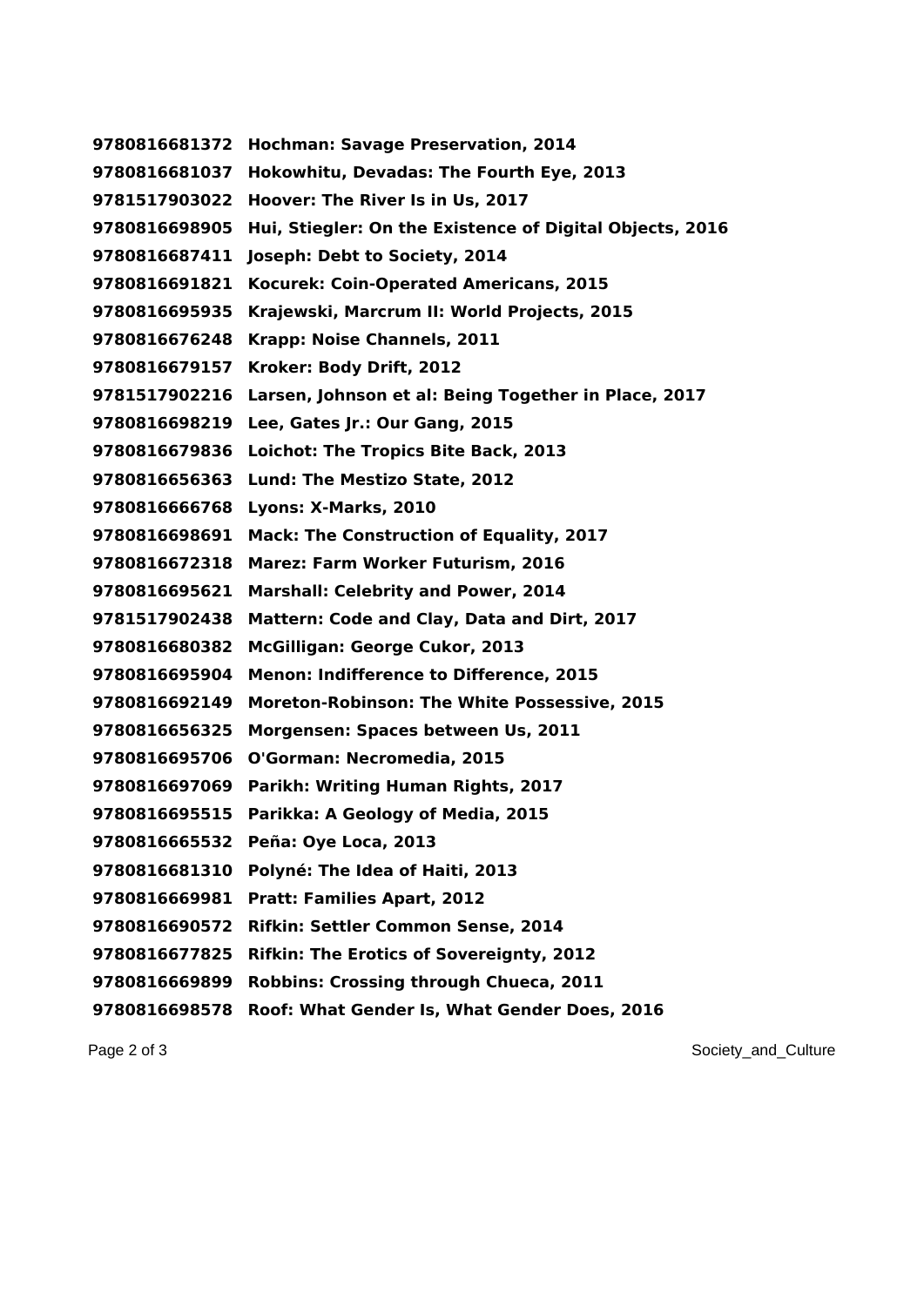**9780816681372 Hochman: Savage Preservation, 2014**
**9780816681037 Hokowhitu, Devadas: The Fourth Eye, 2013**
**9781517903022 Hoover: The River Is in Us, 2017**
**9780816698905 Hui, Stiegler: On the Existence of Digital Objects, 2016**
**9780816687411 Joseph: Debt to Society, 2014**
**9780816691821 Kocurek: Coin-Operated Americans, 2015**
**9780816695935 Krajewski, Marcrum II: World Projects, 2015**
**9780816676248 Krapp: Noise Channels, 2011**
**9780816679157 Kroker: Body Drift, 2012**
**9781517902216 Larsen, Johnson et al: Being Together in Place, 2017**
**9780816698219 Lee, Gates Jr.: Our Gang, 2015**
**9780816679836 Loichot: The Tropics Bite Back, 2013**
**9780816656363 Lund: The Mestizo State, 2012**
**9780816666768 Lyons: X-Marks, 2010**
**9780816698691 Mack: The Construction of Equality, 2017**
**9780816672318 Marez: Farm Worker Futurism, 2016**
**9780816695621 Marshall: Celebrity and Power, 2014**
**9781517902438 Mattern: Code and Clay, Data and Dirt, 2017**
**9780816680382 McGilligan: George Cukor, 2013**
**9780816695904 Menon: Indifference to Difference, 2015**
**9780816692149 Moreton-Robinson: The White Possessive, 2015**
**9780816656325 Morgensen: Spaces between Us, 2011**
**9780816695706 O'Gorman: Necromedia, 2015**
**9780816697069 Parikh: Writing Human Rights, 2017**
**9780816695515 Parikka: A Geology of Media, 2015**
**9780816665532 Peña: Oye Loca, 2013**
**9780816681310 Polyné: The Idea of Haiti, 2013**
**9780816669981 Pratt: Families Apart, 2012**
**9780816690572 Rifkin: Settler Common Sense, 2014**
**9780816677825 Rifkin: The Erotics of Sovereignty, 2012**
**9780816669899 Robbins: Crossing through Chueca, 2011**
**9780816698578 Roof: What Gender Is, What Gender Does, 2016**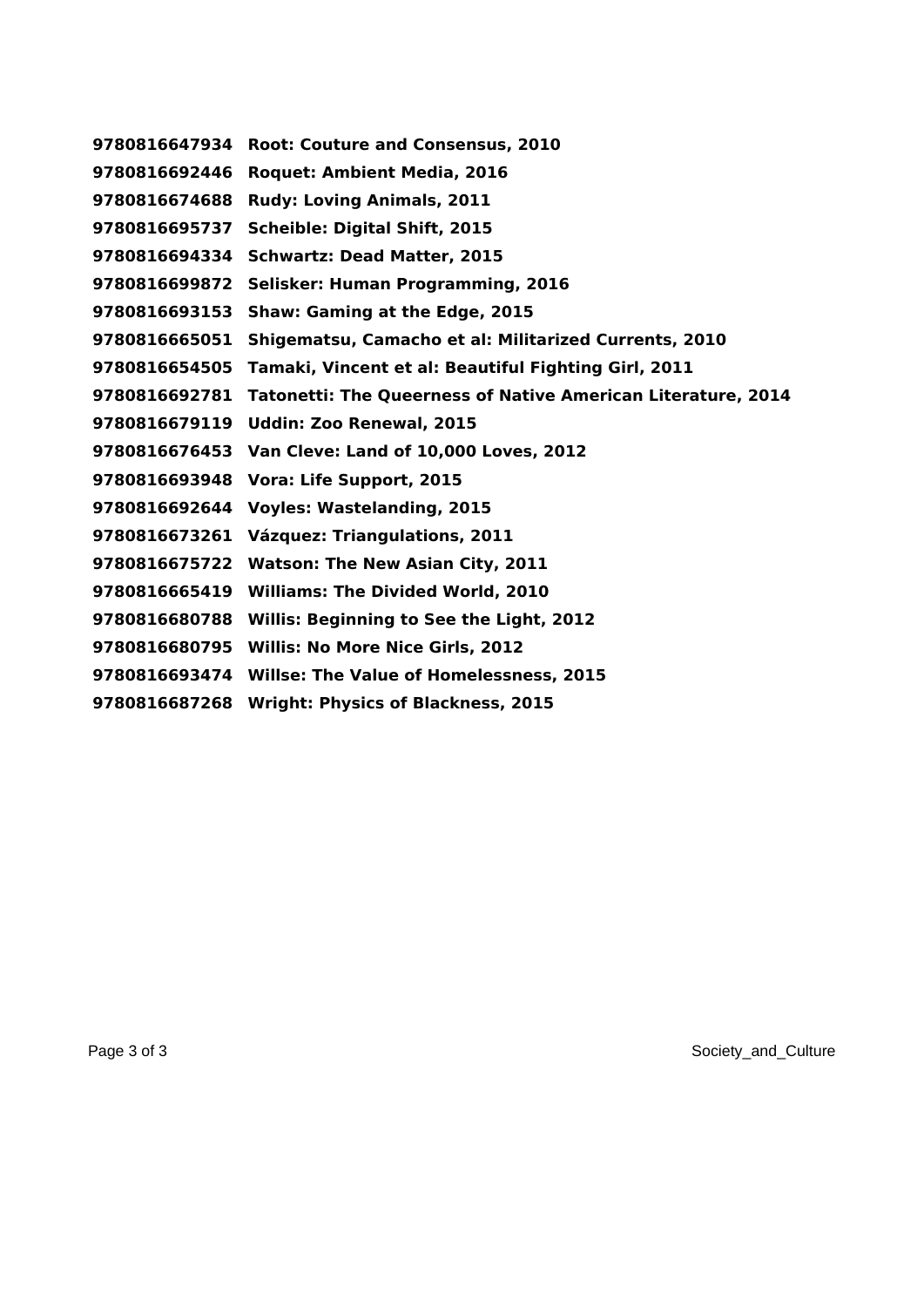**9780816647934 Root: Couture and Consensus, 2010**
**9780816692446 Roquet: Ambient Media, 2016**
**9780816674688 Rudy: Loving Animals, 2011**
**9780816695737 Scheible: Digital Shift, 2015**
**9780816694334 Schwartz: Dead Matter, 2015**
**9780816699872 Selisker: Human Programming, 2016**
**9780816693153 Shaw: Gaming at the Edge, 2015**
**9780816665051 Shigematsu, Camacho et al: Militarized Currents, 2010**
**9780816654505 Tamaki, Vincent et al: Beautiful Fighting Girl, 2011**
**9780816692781 Tatonetti: The Queerness of Native American Literature, 2014**
**9780816679119 Uddin: Zoo Renewal, 2015**
**9780816676453 Van Cleve: Land of 10,000 Loves, 2012**
**9780816693948 Vora: Life Support, 2015**
**9780816692644 Voyles: Wastelanding, 2015**
**9780816673261 Vázquez: Triangulations, 2011**
**9780816675722 Watson: The New Asian City, 2011**
**9780816665419 Williams: The Divided World, 2010**
**9780816680788 Willis: Beginning to See the Light, 2012**
**9780816680795 Willis: No More Nice Girls, 2012**
**9780816693474 Willse: The Value of Homelessness, 2015**
**9780816687268 Wright: Physics of Blackness, 2015**